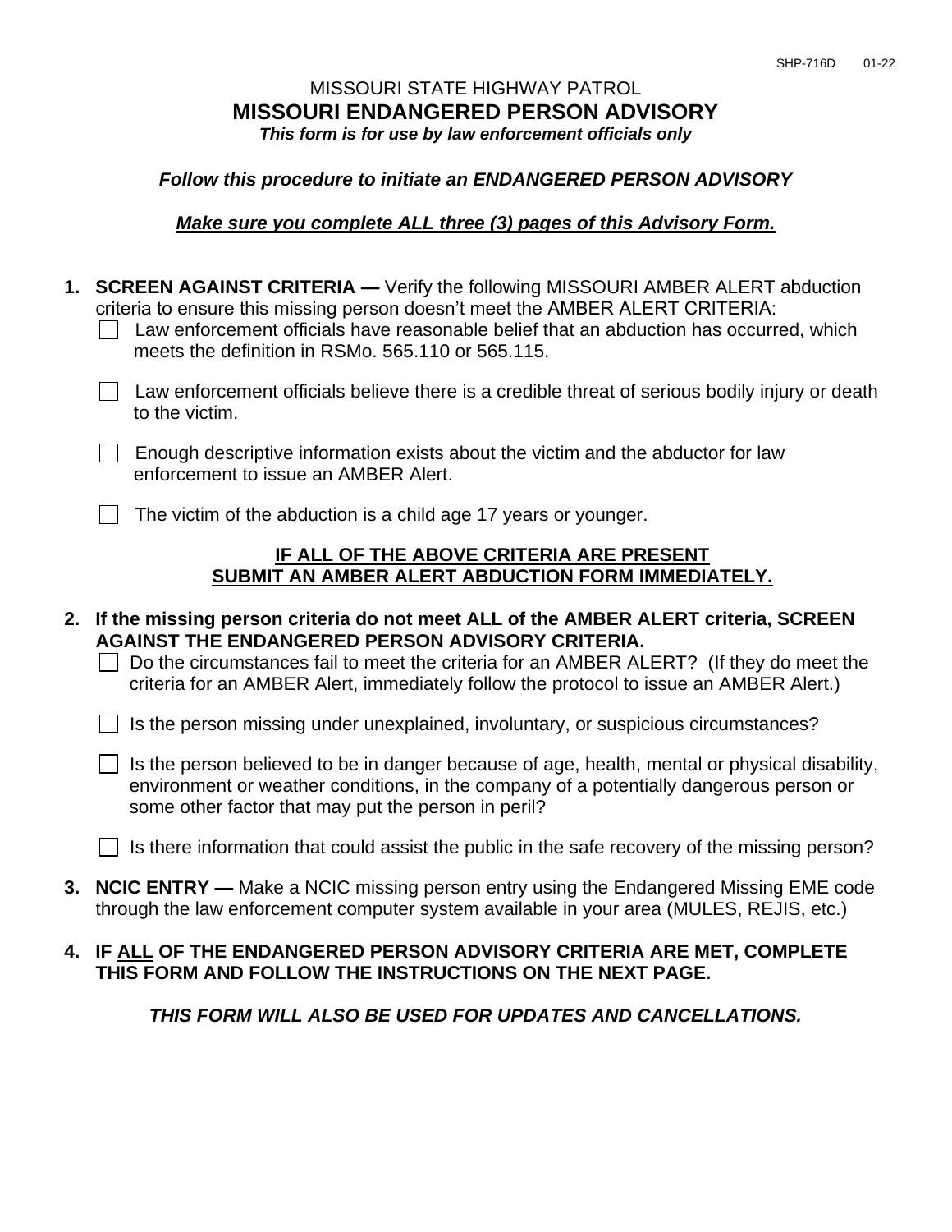SHP-716D 01-22

MISSOURI STATE HIGHWAY PATROL

# MISSOURI ENDANGERED PERSON ADVISORY

***This form is for use by law enforcement officials only***

***Follow this procedure to initiate an ENDANGERED PERSON ADVISORY***

***<u>Make sure you complete ALL three (3) pages of this Advisory Form.</u>***

1. **SCREEN AGAINST CRITERIA —** Verify the following MISSOURI AMBER ALERT abduction criteria to ensure this missing person doesn't meet the AMBER ALERT CRITERIA:
   - [ ] Law enforcement officials have reasonable belief that an abduction has occurred, which meets the definition in RSMo. 565.110 or 565.115.
   - [ ] Law enforcement officials believe there is a credible threat of serious bodily injury or death to the victim.
   - [ ] Enough descriptive information exists about the victim and the abductor for law enforcement to issue an AMBER Alert.
   - [ ] The victim of the abduction is a child age 17 years or younger.

   **<u>IF ALL OF THE ABOVE CRITERIA ARE PRESENT</u>**
   **<u>SUBMIT AN AMBER ALERT ABDUCTION FORM IMMEDIATELY.</u>**

2. **If the missing person criteria do not meet ALL of the AMBER ALERT criteria, SCREEN AGAINST THE ENDANGERED PERSON ADVISORY CRITERIA.**
   - [ ] Do the circumstances fail to meet the criteria for an AMBER ALERT? (If they do meet the criteria for an AMBER Alert, immediately follow the protocol to issue an AMBER Alert.)
   - [ ] Is the person missing under unexplained, involuntary, or suspicious circumstances?
   - [ ] Is the person believed to be in danger because of age, health, mental or physical disability, environment or weather conditions, in the company of a potentially dangerous person or some other factor that may put the person in peril?
   - [ ] Is there information that could assist the public in the safe recovery of the missing person?

3. **NCIC ENTRY —** Make a NCIC missing person entry using the Endangered Missing EME code through the law enforcement computer system available in your area (MULES, REJIS, etc.)

4. **IF <u>ALL</u> OF THE ENDANGERED PERSON ADVISORY CRITERIA ARE MET, COMPLETE THIS FORM AND FOLLOW THE INSTRUCTIONS ON THE NEXT PAGE.**

***THIS FORM WILL ALSO BE USED FOR UPDATES AND CANCELLATIONS.***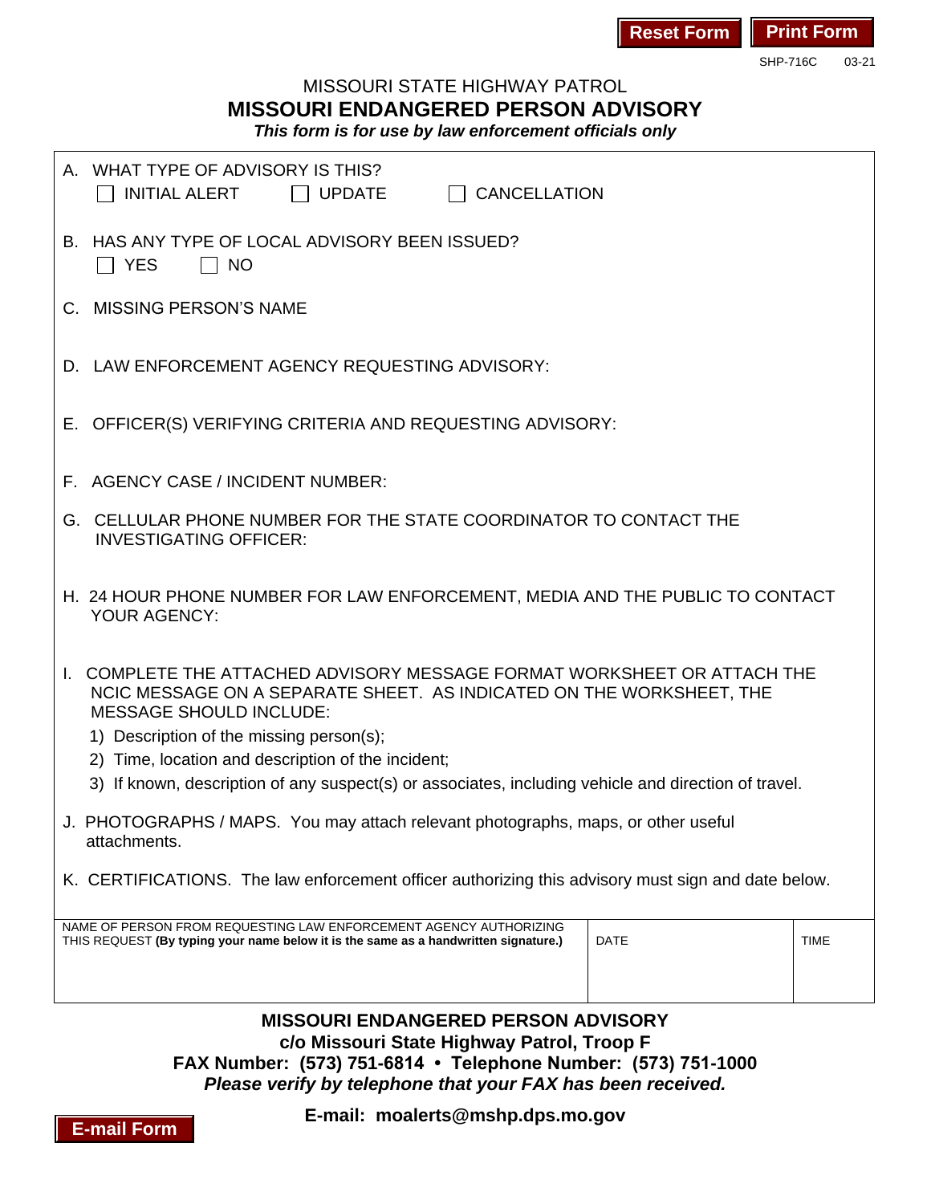SHP-716C 03-21

MISSOURI STATE HIGHWAY PATROL

# MISSOURI ENDANGERED PERSON ADVISORY

***This form is for use by law enforcement officials only***

A. WHAT TYPE OF ADVISORY IS THIS?

☐ INITIAL ALERT ☐ UPDATE ☐ CANCELLATION

B. HAS ANY TYPE OF LOCAL ADVISORY BEEN ISSUED?

☐ YES ☐ NO

C. MISSING PERSON'S NAME

D. LAW ENFORCEMENT AGENCY REQUESTING ADVISORY:

E. OFFICER(S) VERIFYING CRITERIA AND REQUESTING ADVISORY:

F. AGENCY CASE / INCIDENT NUMBER:

G. CELLULAR PHONE NUMBER FOR THE STATE COORDINATOR TO CONTACT THE INVESTIGATING OFFICER:

H. 24 HOUR PHONE NUMBER FOR LAW ENFORCEMENT, MEDIA AND THE PUBLIC TO CONTACT YOUR AGENCY:

I. COMPLETE THE ATTACHED ADVISORY MESSAGE FORMAT WORKSHEET OR ATTACH THE NCIC MESSAGE ON A SEPARATE SHEET. AS INDICATED ON THE WORKSHEET, THE MESSAGE SHOULD INCLUDE:

1) Description of the missing person(s);
2) Time, location and description of the incident;
3) If known, description of any suspect(s) or associates, including vehicle and direction of travel.

J. PHOTOGRAPHS / MAPS. You may attach relevant photographs, maps, or other useful attachments.

K. CERTIFICATIONS. The law enforcement officer authorizing this advisory must sign and date below.

| NAME OF PERSON FROM REQUESTING LAW ENFORCEMENT AGENCY AUTHORIZING THIS REQUEST **(By typing your name below it is the same as a handwritten signature.)** | DATE | TIME |
|---|---|---|
| | | |

**MISSOURI ENDANGERED PERSON ADVISORY**

**c/o Missouri State Highway Patrol, Troop F**

**FAX Number: (573) 751-6814 • Telephone Number: (573) 751-1000**

***Please verify by telephone that your FAX has been received.***

**E-mail: moalerts@mshp.dps.mo.gov**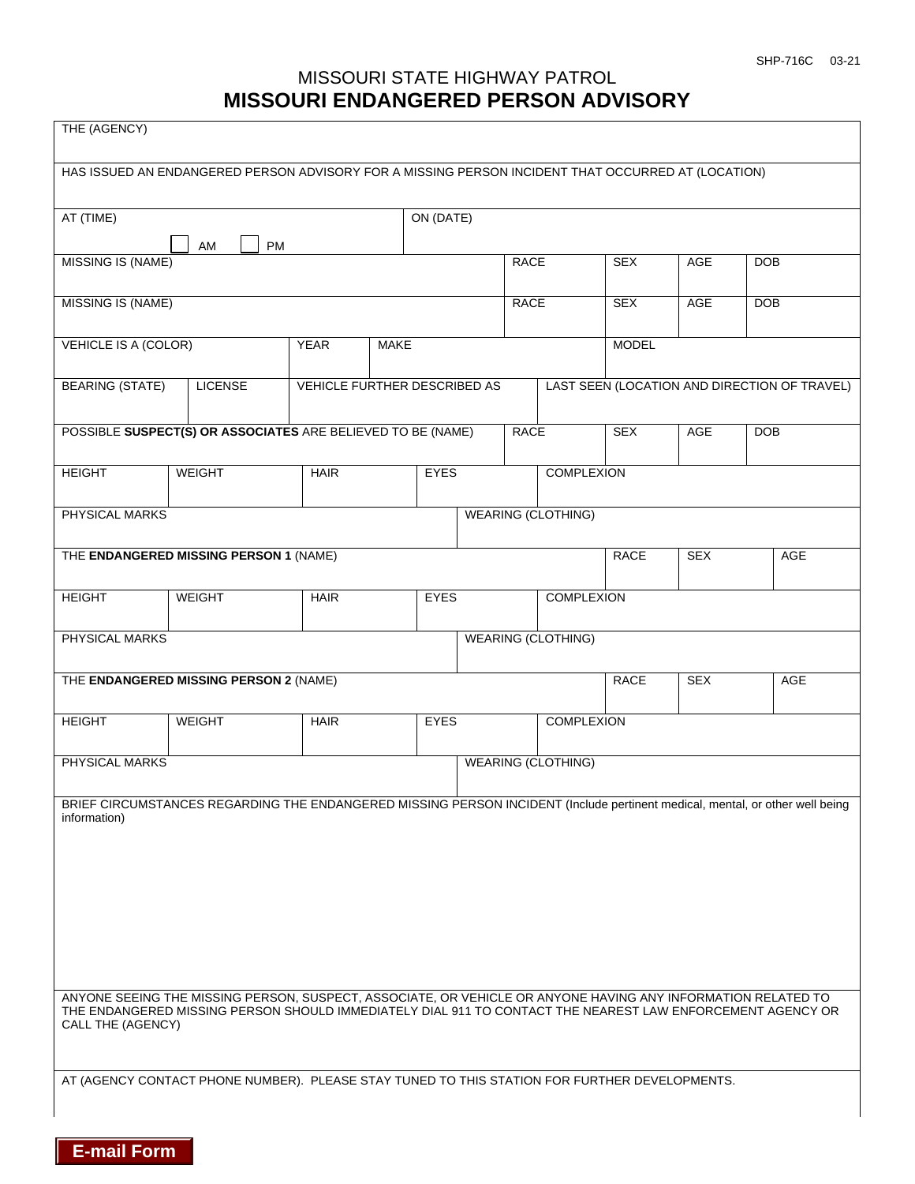SHP-716C 03-21

MISSOURI STATE HIGHWAY PATROL

# MISSOURI ENDANGERED PERSON ADVISORY

| | | | | | | | | | |
|---|---|---|---|---|---|---|---|---|---|
| THE (AGENCY) | | | | | | | | | |
| HAS ISSUED AN ENDANGERED PERSON ADVISORY FOR A MISSING PERSON INCIDENT THAT OCCURRED AT (LOCATION) | | | | | | | | | |
| AT (TIME) ☐ AM ☐ PM | | | | ON (DATE) | | | | | |
| MISSING IS (NAME) | | | | | RACE | | SEX | AGE | DOB |
| MISSING IS (NAME) | | | | | RACE | | SEX | AGE | DOB |
| VEHICLE IS A (COLOR) | | YEAR | MAKE | | | | MODEL | | |
| BEARING (STATE) | LICENSE | VEHICLE FURTHER DESCRIBED AS | | | LAST SEEN (LOCATION AND DIRECTION OF TRAVEL) | | | | |
| POSSIBLE **SUSPECT(S) OR ASSOCIATES** ARE BELIEVED TO BE (NAME) | | | | | RACE | | SEX | AGE | DOB |
| HEIGHT | WEIGHT | HAIR | EYES | | COMPLEXION | | | | |
| PHYSICAL MARKS | | | | WEARING (CLOTHING) | | | | | |
| THE **ENDANGERED MISSING PERSON 1** (NAME) | | | | | | RACE | SEX | AGE | |
| HEIGHT | WEIGHT | HAIR | EYES | | COMPLEXION | | | | |
| PHYSICAL MARKS | | | | WEARING (CLOTHING) | | | | | |
| THE **ENDANGERED MISSING PERSON 2** (NAME) | | | | | | RACE | SEX | AGE | |
| HEIGHT | WEIGHT | HAIR | EYES | | COMPLEXION | | | | |
| PHYSICAL MARKS | | | | WEARING (CLOTHING) | | | | | |
| BRIEF CIRCUMSTANCES REGARDING THE ENDANGERED MISSING PERSON INCIDENT (Include pertinent medical, mental, or other well being information) | | | | | | | | | |
| ANYONE SEEING THE MISSING PERSON, SUSPECT, ASSOCIATE, OR VEHICLE OR ANYONE HAVING ANY INFORMATION RELATED TO THE ENDANGERED MISSING PERSON SHOULD IMMEDIATELY DIAL 911 TO CONTACT THE NEAREST LAW ENFORCEMENT AGENCY OR CALL THE (AGENCY) | | | | | | | | | |
| AT (AGENCY CONTACT PHONE NUMBER). PLEASE STAY TUNED TO THIS STATION FOR FURTHER DEVELOPMENTS. | | | | | | | | | |

E-mail Form